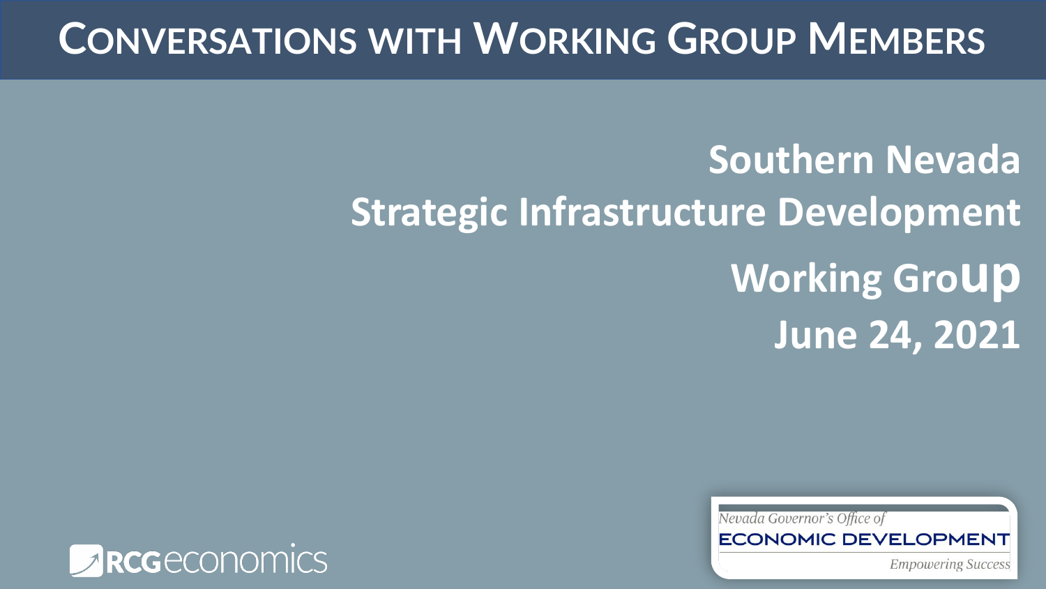# Conversations with Working Group Members

## Southern Nevada Strategic Infrastructure Development Working Group

**June 24, 2021**

RCG economics

Nevada Governor's Office of ECONOMIC DEVELOPMENT *Empowering Success*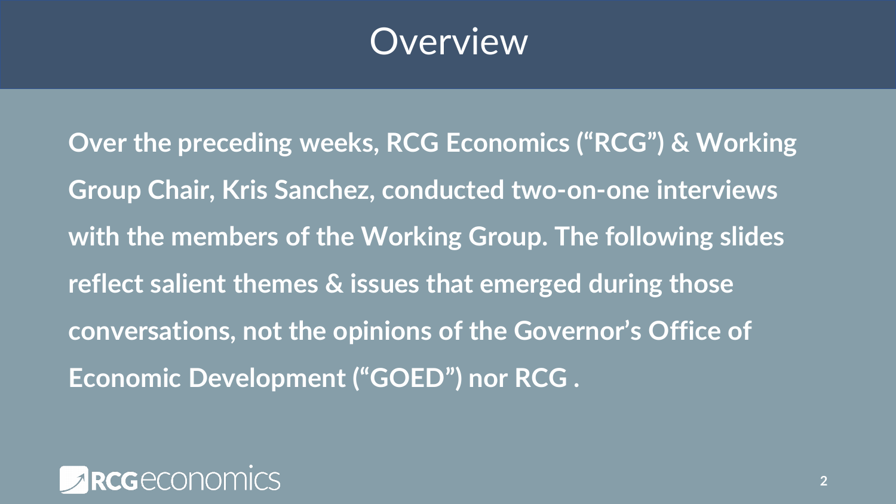# Overview

**Over the preceding weeks, RCG Economics ("RCG") & Working Group Chair, Kris Sanchez, conducted two-on-one interviews with the members of the Working Group. The following slides reflect salient themes & issues that emerged during those conversations, not the opinions of the Governor's Office of Economic Development ("GOED") nor RCG .**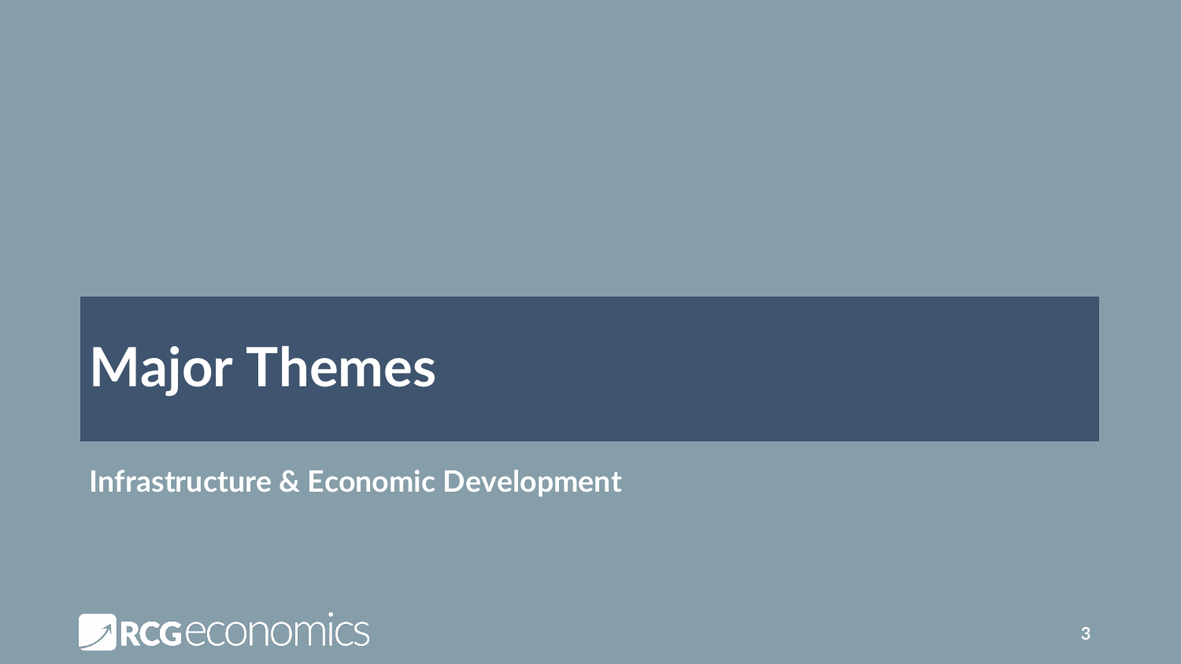# Major Themes

**Infrastructure & Economic Development**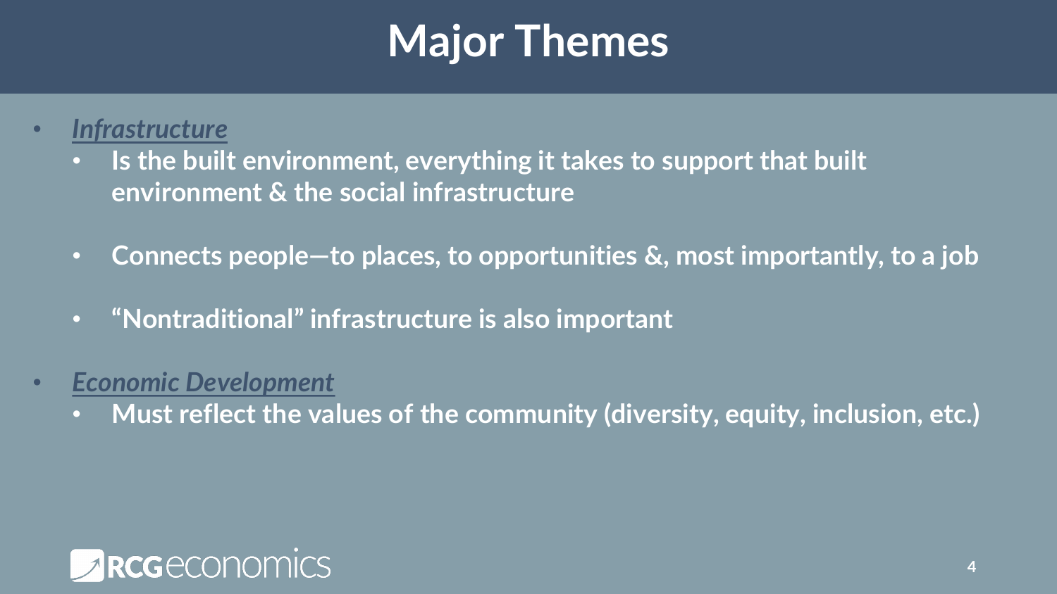# Major Themes

- ***Infrastructure***
  - **Is the built environment, everything it takes to support that built environment & the social infrastructure**
  - **Connects people—to places, to opportunities &, most importantly, to a job**
  - **"Nontraditional" infrastructure is also important**
- ***Economic Development***
  - **Must reflect the values of the community (diversity, equity, inclusion, etc.)**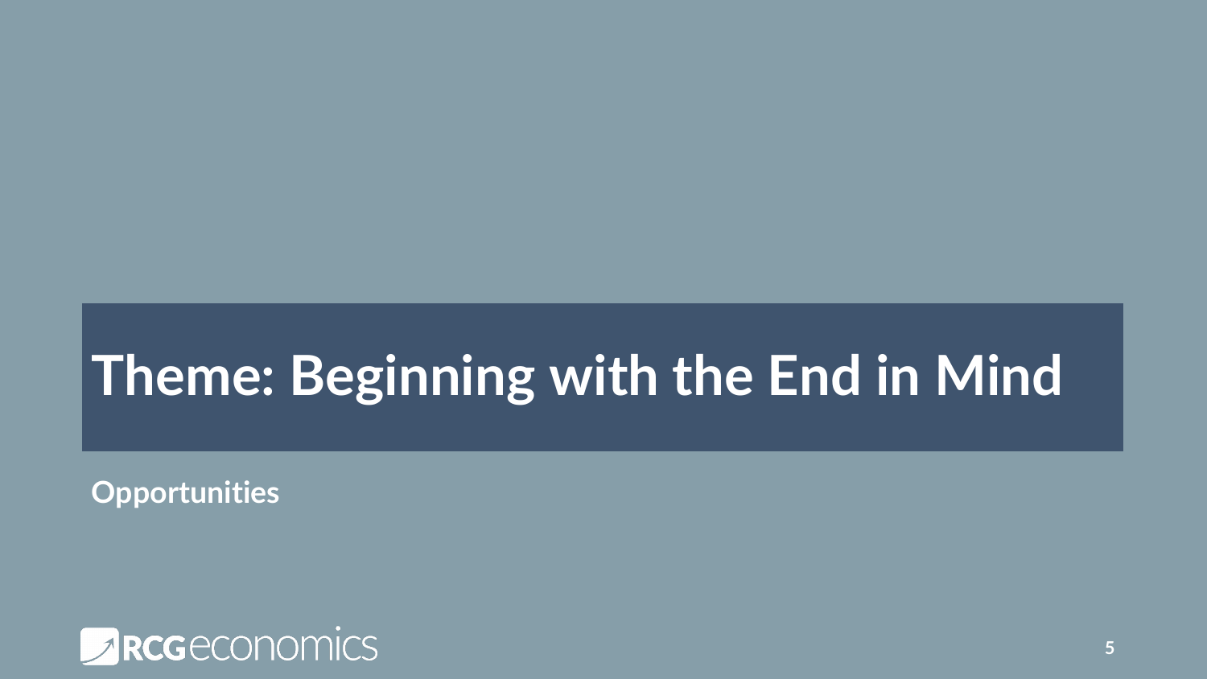# Theme: Beginning with the End in Mind

**Opportunities**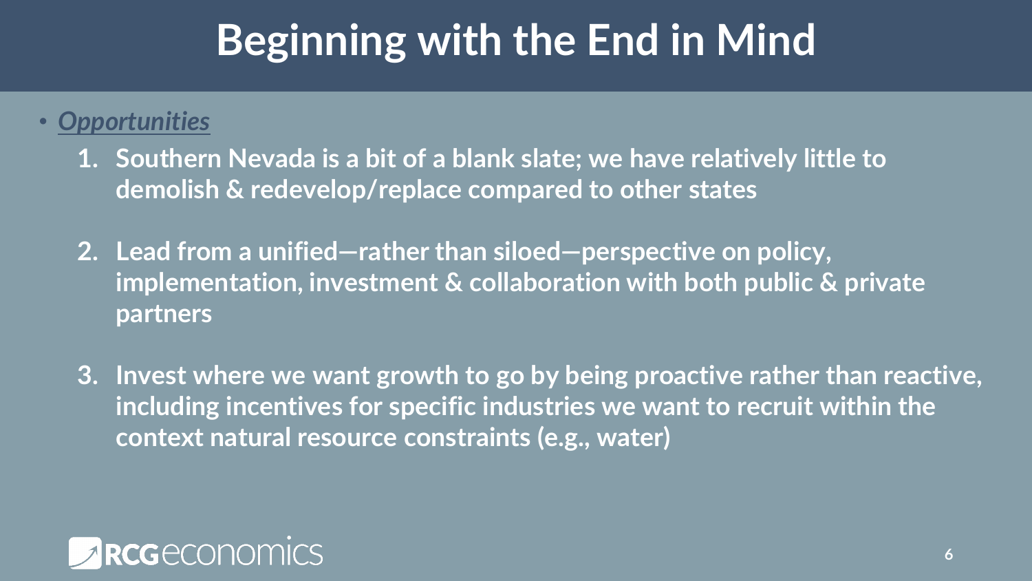# Beginning with the End in Mind

- ***Opportunities***
  1. **Southern Nevada is a bit of a blank slate; we have relatively little to demolish & redevelop/replace compared to other states**

  2. **Lead from a unified—rather than siloed—perspective on policy, implementation, investment & collaboration with both public & private partners**

  3. **Invest where we want growth to go by being proactive rather than reactive, including incentives for specific industries we want to recruit within the context natural resource constraints (e.g., water)**

RCG economics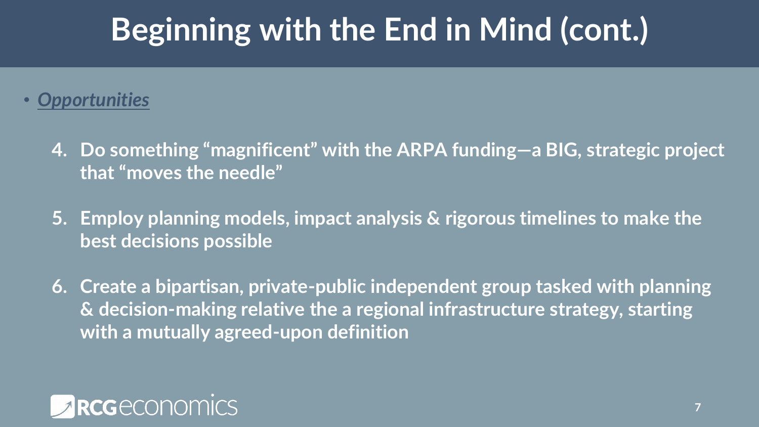# Beginning with the End in Mind (cont.)

- ***Opportunities***

4. **Do something "magnificent" with the ARPA funding—a BIG, strategic project that "moves the needle"**

5. **Employ planning models, impact analysis & rigorous timelines to make the best decisions possible**

6. **Create a bipartisan, private-public independent group tasked with planning & decision-making relative the a regional infrastructure strategy, starting with a mutually agreed-upon definition**

RCG economics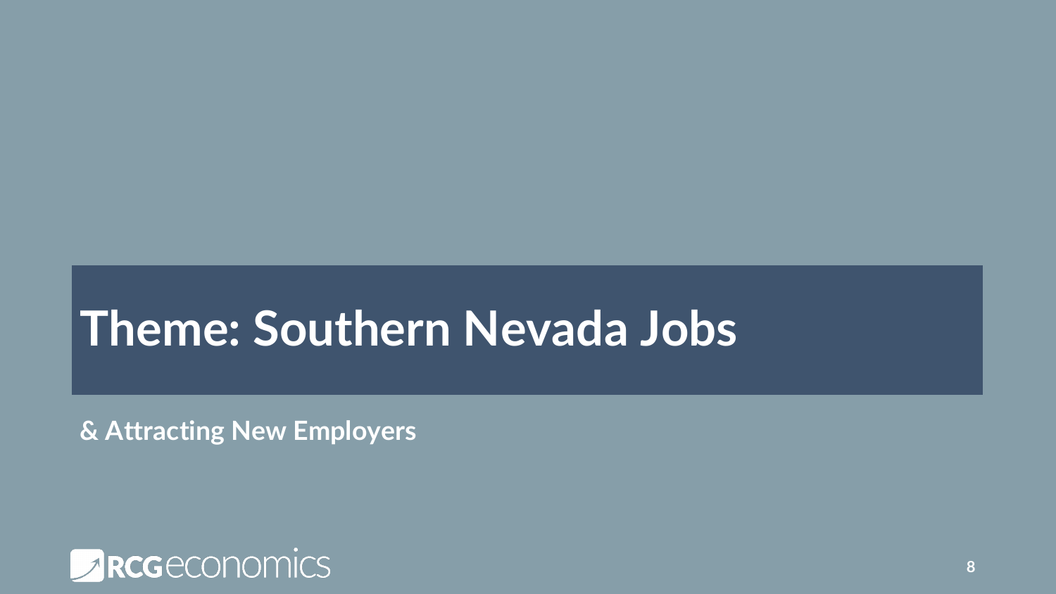# Theme: Southern Nevada Jobs

**& Attracting New Employers**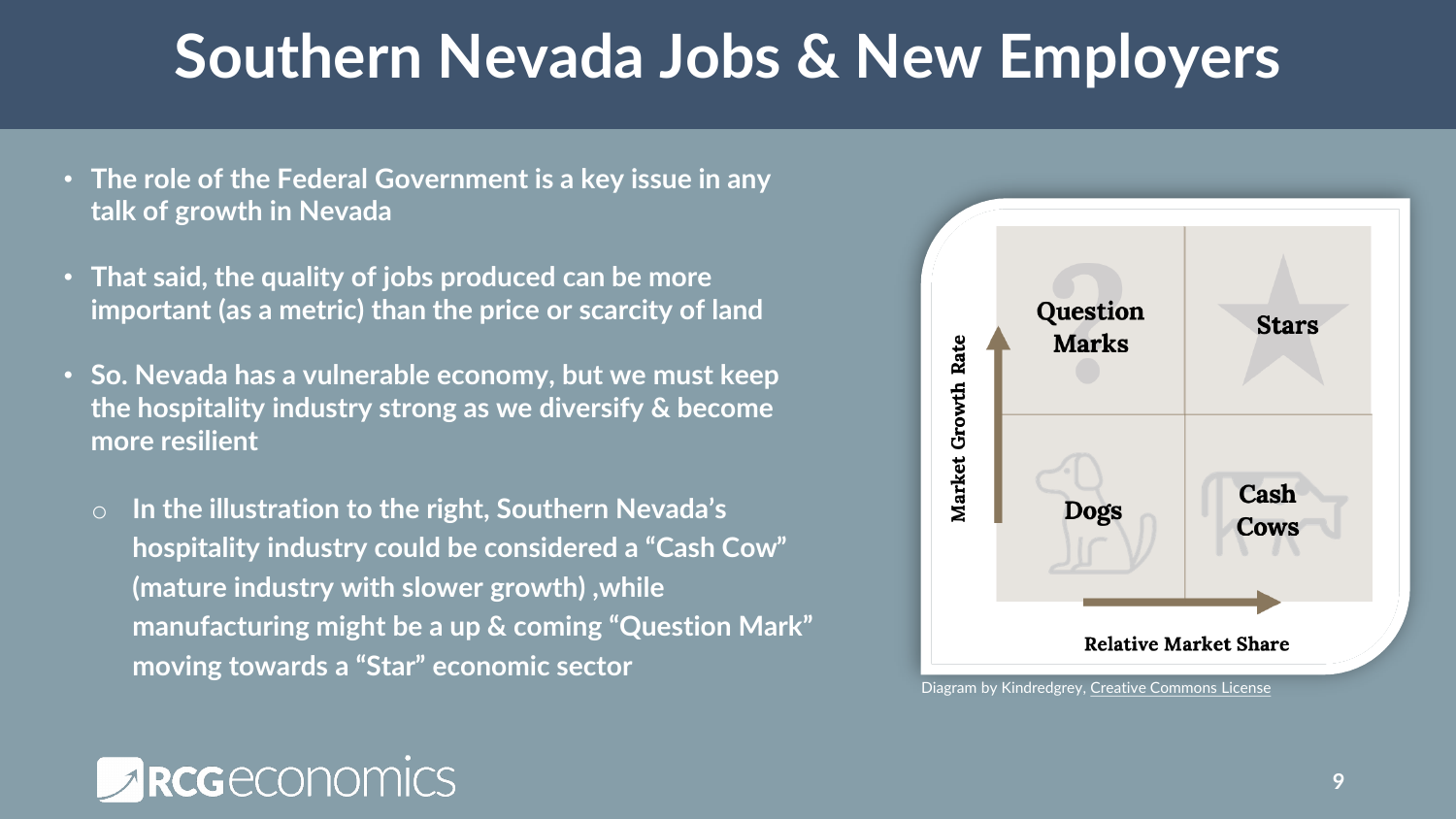# Southern Nevada Jobs & New Employers

- The role of the Federal Government is a key issue in any talk of growth in Nevada
- That said, the quality of jobs produced can be more important (as a metric) than the price or scarcity of land
- So. Nevada has a vulnerable economy, but we must keep the hospitality industry strong as we diversify & become more resilient
  - In the illustration to the right, Southern Nevada's hospitality industry could be considered a "Cash Cow" (mature industry with slower growth) ,while manufacturing might be a up & coming "Question Mark" moving towards a "Star" economic sector

| Market Growth Rate ↑ | | |
| --- | --- | --- |
| | Question Marks | Stars |
| | Dogs | Cash Cows |
| | Relative Market Share → | |

Diagram by Kindredgrey, Creative Commons License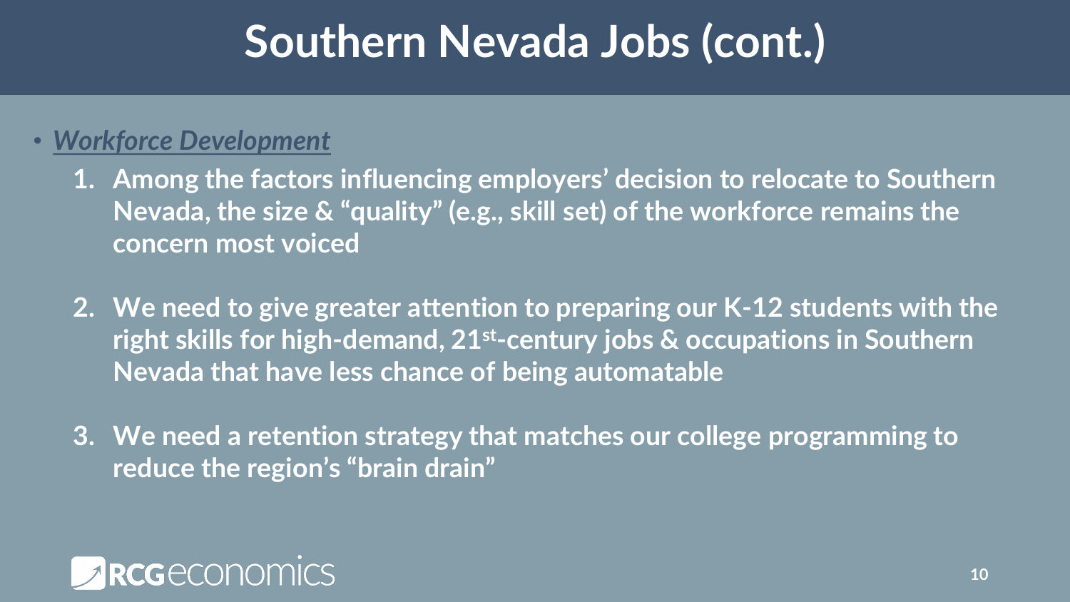# Southern Nevada Jobs (cont.)

- ***Workforce Development***

  1. **Among the factors influencing employers' decision to relocate to Southern Nevada, the size & "quality" (e.g., skill set) of the workforce remains the concern most voiced**

  2. **We need to give greater attention to preparing our K-12 students with the right skills for high-demand, 21st-century jobs & occupations in Southern Nevada that have less chance of being automatable**

  3. **We need a retention strategy that matches our college programming to reduce the region's "brain drain"**

RCG economics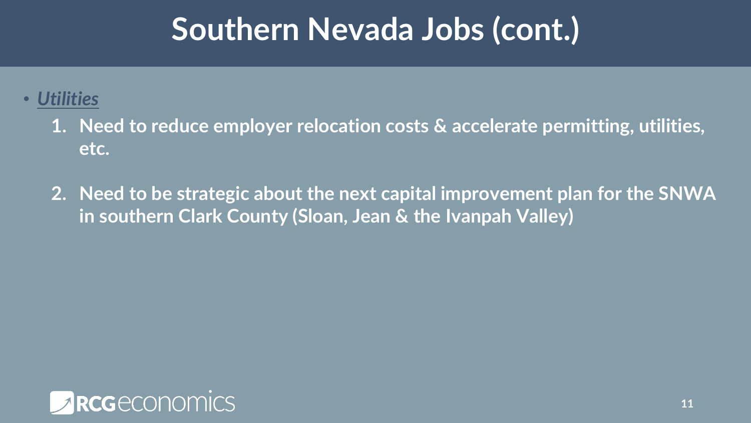# Southern Nevada Jobs (cont.)

- ***Utilities***

  1. **Need to reduce employer relocation costs & accelerate permitting, utilities, etc.**

  2. **Need to be strategic about the next capital improvement plan for the SNWA in southern Clark County (Sloan, Jean & the Ivanpah Valley)**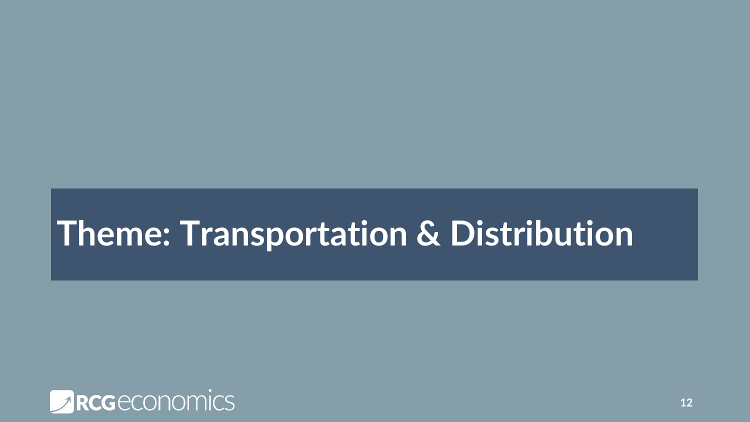# Theme: Transportation & Distribution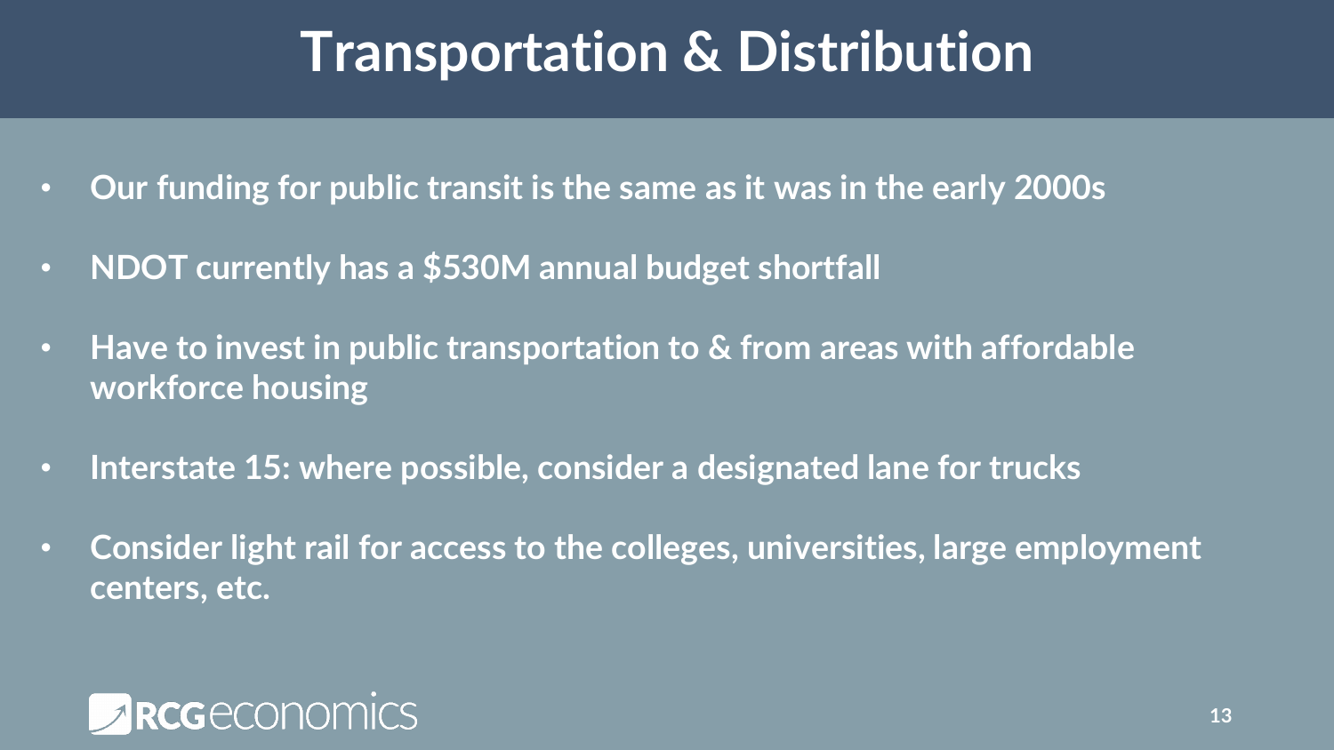# Transportation & Distribution

- **Our funding for public transit is the same as it was in the early 2000s**
- **NDOT currently has a $530M annual budget shortfall**
- **Have to invest in public transportation to & from areas with affordable workforce housing**
- **Interstate 15: where possible, consider a designated lane for trucks**
- **Consider light rail for access to the colleges, universities, large employment centers, etc.**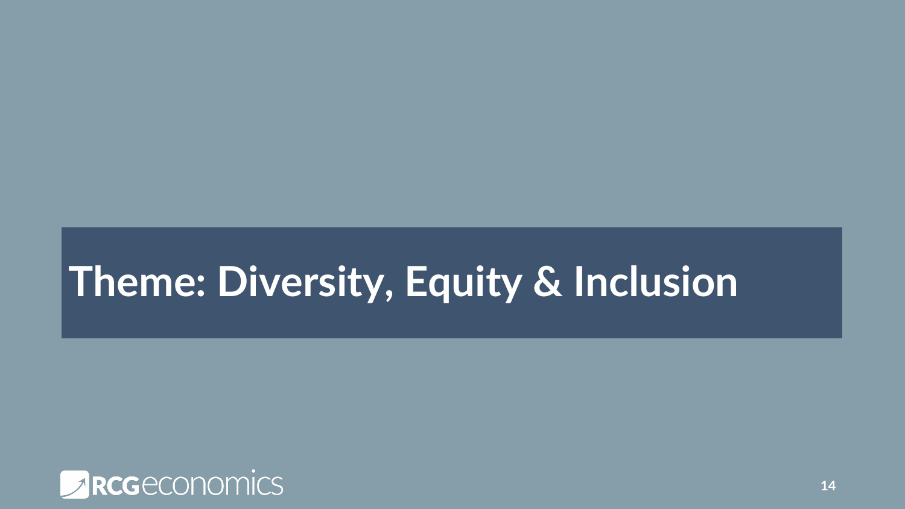# Theme: Diversity, Equity & Inclusion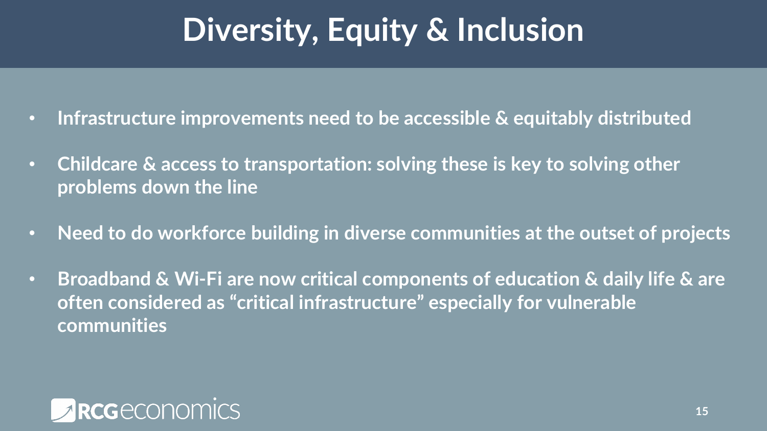# Diversity, Equity & Inclusion

- **Infrastructure improvements need to be accessible & equitably distributed**
- **Childcare & access to transportation: solving these is key to solving other problems down the line**
- **Need to do workforce building in diverse communities at the outset of projects**
- **Broadband & Wi-Fi are now critical components of education & daily life & are often considered as "critical infrastructure" especially for vulnerable communities**

RCG economics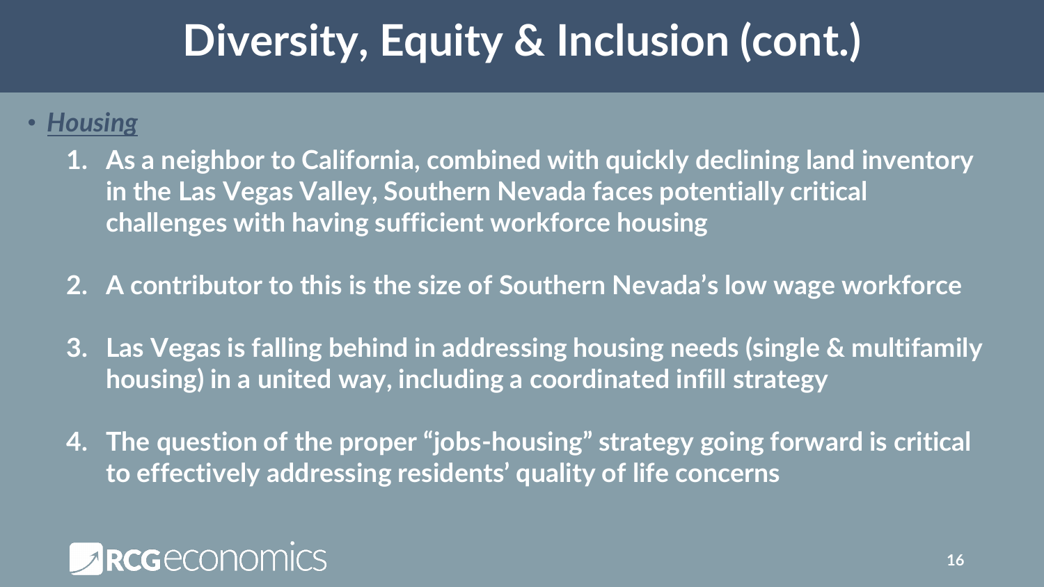# Diversity, Equity & Inclusion (cont.)

- ***Housing***
    1. **As a neighbor to California, combined with quickly declining land inventory in the Las Vegas Valley, Southern Nevada faces potentially critical challenges with having sufficient workforce housing**
    2. **A contributor to this is the size of Southern Nevada's low wage workforce**
    3. **Las Vegas is falling behind in addressing housing needs (single & multifamily housing) in a united way, including a coordinated infill strategy**
    4. **The question of the proper "jobs-housing" strategy going forward is critical to effectively addressing residents' quality of life concerns**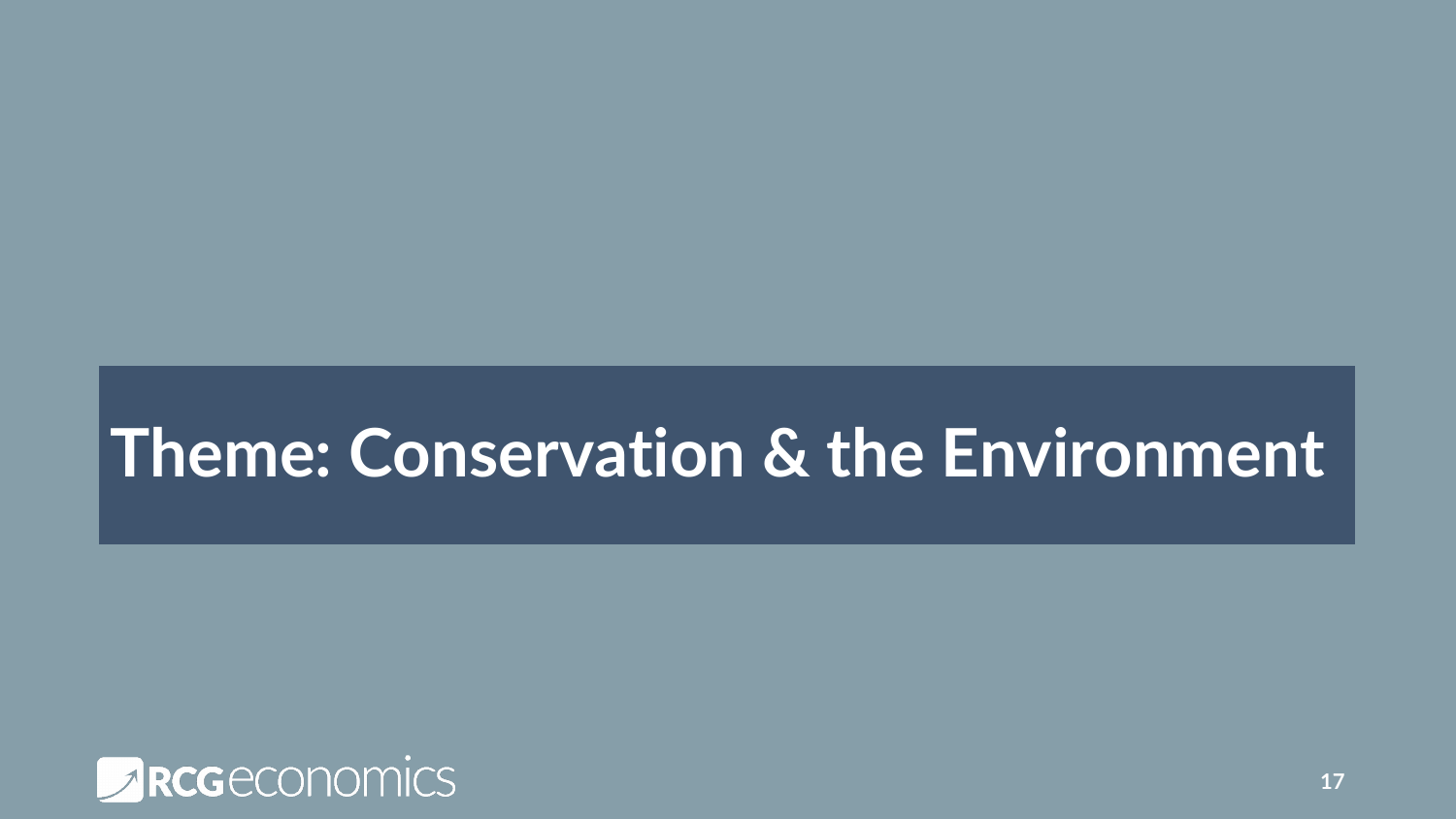# Theme: Conservation & the Environment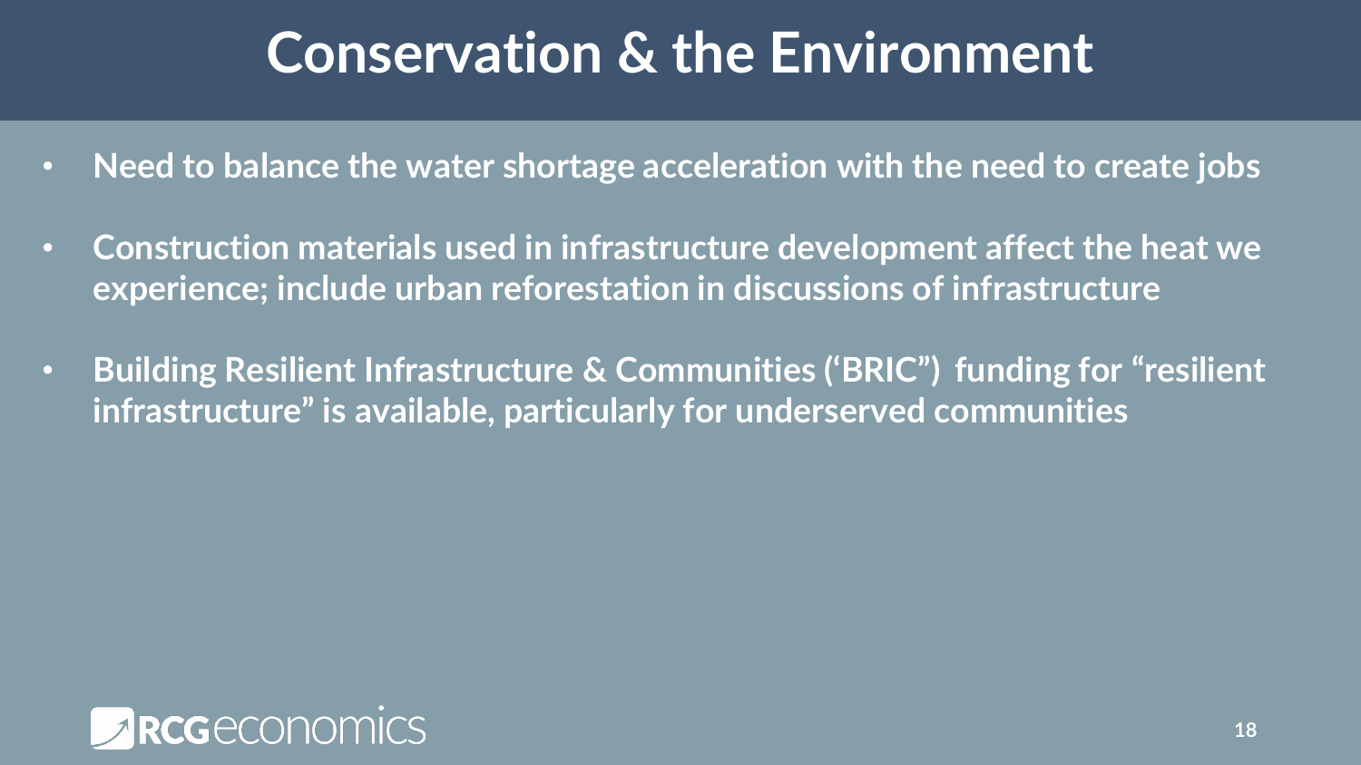# Conservation & the Environment

- **Need to balance the water shortage acceleration with the need to create jobs**
- **Construction materials used in infrastructure development affect the heat we experience; include urban reforestation in discussions of infrastructure**
- **Building Resilient Infrastructure & Communities ('BRIC") funding for "resilient infrastructure" is available, particularly for underserved communities**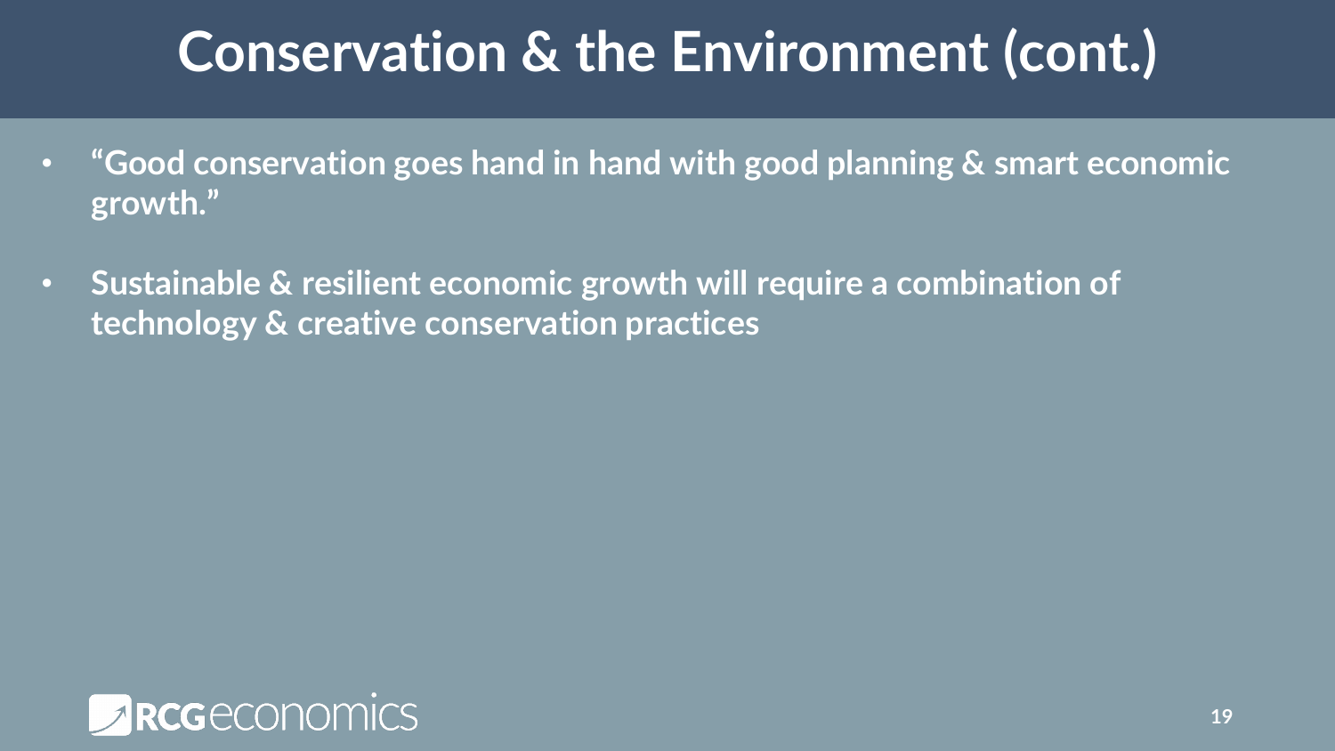# Conservation & the Environment (cont.)

- **"Good conservation goes hand in hand with good planning & smart economic growth."**
- **Sustainable & resilient economic growth will require a combination of technology & creative conservation practices**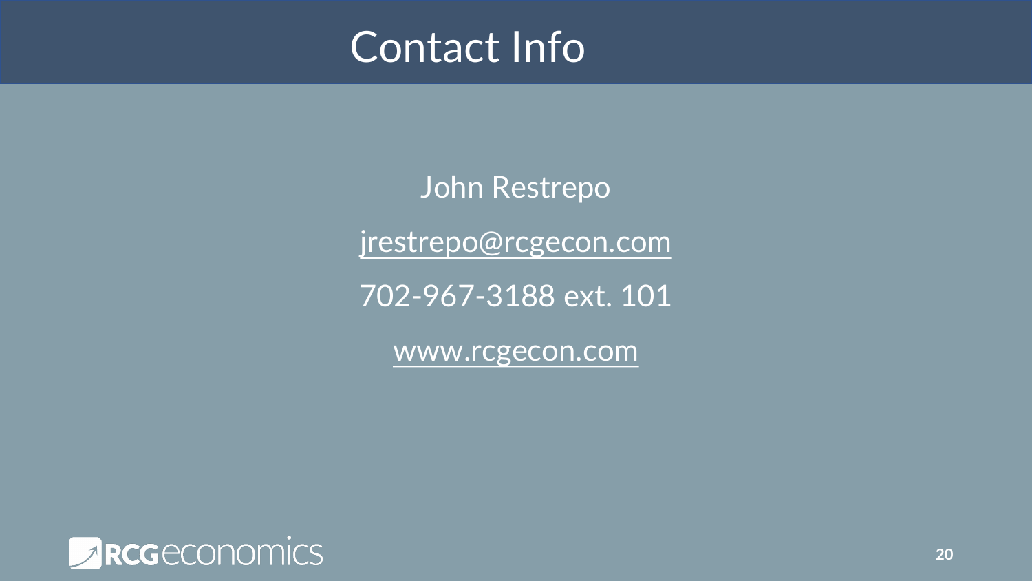# Contact Info

John Restrepo

jrestrepo@rcgecon.com

702-967-3188 ext. 101

www.rcgecon.com

RCG economics